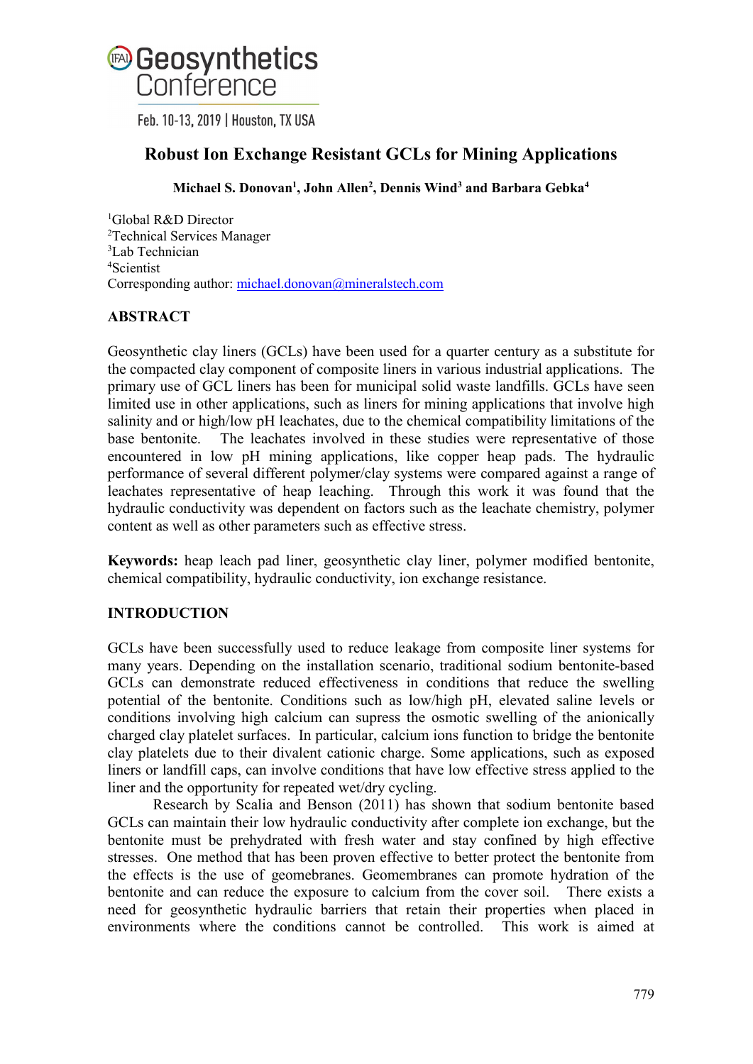# Robust Ion Exchange Resistant GCLs for Mining Applications

**Michael S. Donovan[1], John Allen[2], Dennis Wind[3] and Barbara Gebka[4]**

[1]Global R&D Director
[2]Technical Services Manager
[3]Lab Technician
[4]Scientist
Corresponding author: michael.donovan@mineralstech.com

## ABSTRACT

Geosynthetic clay liners (GCLs) have been used for a quarter century as a substitute for the compacted clay component of composite liners in various industrial applications. The primary use of GCL liners has been for municipal solid waste landfills. GCLs have seen limited use in other applications, such as liners for mining applications that involve high salinity and or high/low pH leachates, due to the chemical compatibility limitations of the base bentonite. The leachates involved in these studies were representative of those encountered in low pH mining applications, like copper heap pads. The hydraulic performance of several different polymer/clay systems were compared against a range of leachates representative of heap leaching. Through this work it was found that the hydraulic conductivity was dependent on factors such as the leachate chemistry, polymer content as well as other parameters such as effective stress.

**Keywords:** heap leach pad liner, geosynthetic clay liner, polymer modified bentonite, chemical compatibility, hydraulic conductivity, ion exchange resistance.

## INTRODUCTION

GCLs have been successfully used to reduce leakage from composite liner systems for many years. Depending on the installation scenario, traditional sodium bentonite-based GCLs can demonstrate reduced effectiveness in conditions that reduce the swelling potential of the bentonite. Conditions such as low/high pH, elevated saline levels or conditions involving high calcium can supress the osmotic swelling of the anionically charged clay platelet surfaces. In particular, calcium ions function to bridge the bentonite clay platelets due to their divalent cationic charge. Some applications, such as exposed liners or landfill caps, can involve conditions that have low effective stress applied to the liner and the opportunity for repeated wet/dry cycling.

Research by Scalia and Benson (2011) has shown that sodium bentonite based GCLs can maintain their low hydraulic conductivity after complete ion exchange, but the bentonite must be prehydrated with fresh water and stay confined by high effective stresses. One method that has been proven effective to better protect the bentonite from the effects is the use of geomebranes. Geomembranes can promote hydration of the bentonite and can reduce the exposure to calcium from the cover soil. There exists a need for geosynthetic hydraulic barriers that retain their properties when placed in environments where the conditions cannot be controlled. This work is aimed at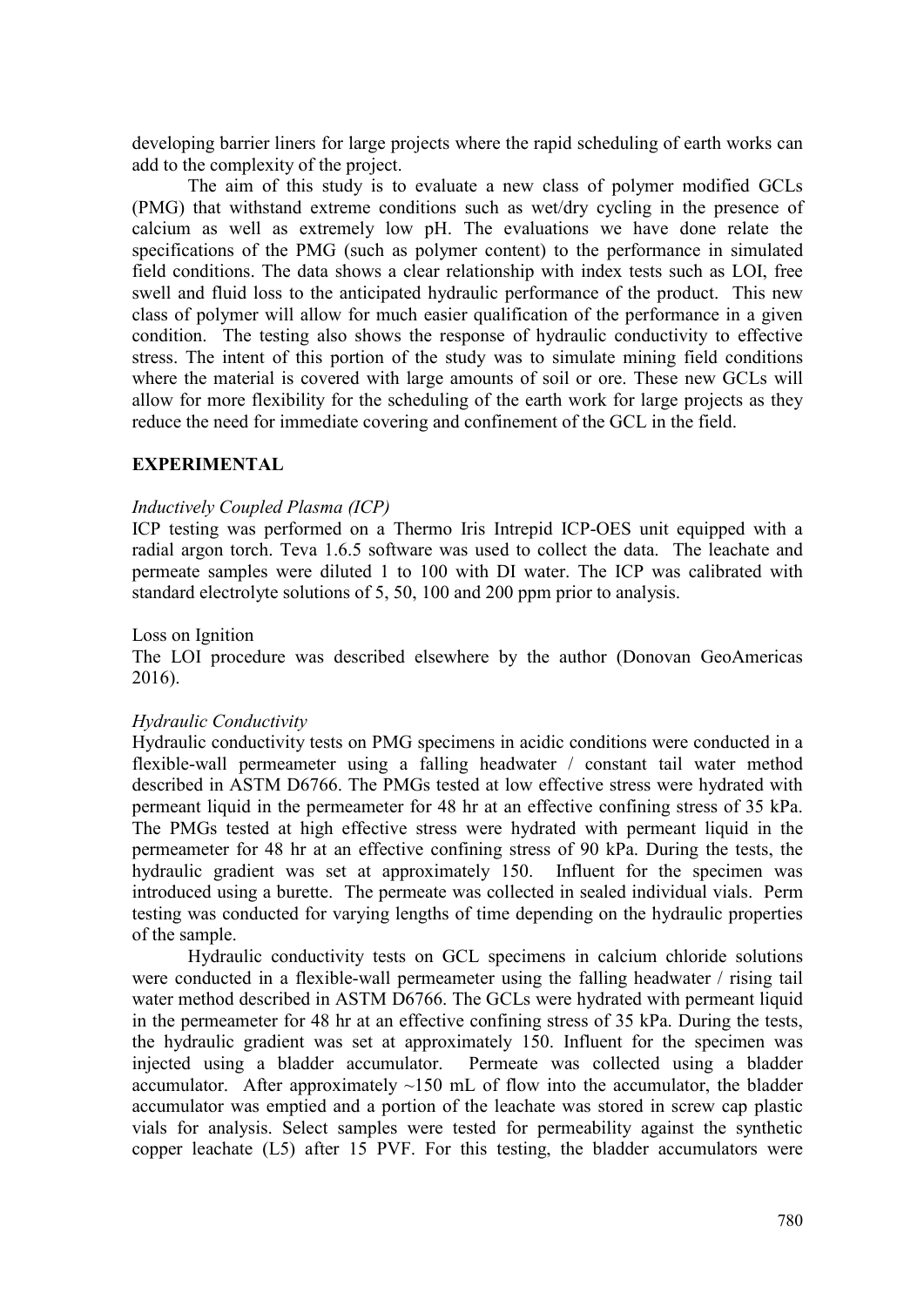developing barrier liners for large projects where the rapid scheduling of earth works can add to the complexity of the project.

The aim of this study is to evaluate a new class of polymer modified GCLs (PMG) that withstand extreme conditions such as wet/dry cycling in the presence of calcium as well as extremely low pH. The evaluations we have done relate the specifications of the PMG (such as polymer content) to the performance in simulated field conditions. The data shows a clear relationship with index tests such as LOI, free swell and fluid loss to the anticipated hydraulic performance of the product. This new class of polymer will allow for much easier qualification of the performance in a given condition. The testing also shows the response of hydraulic conductivity to effective stress. The intent of this portion of the study was to simulate mining field conditions where the material is covered with large amounts of soil or ore. These new GCLs will allow for more flexibility for the scheduling of the earth work for large projects as they reduce the need for immediate covering and confinement of the GCL in the field.

## EXPERIMENTAL

### *Inductively Coupled Plasma (ICP)*

ICP testing was performed on a Thermo Iris Intrepid ICP-OES unit equipped with a radial argon torch. Teva 1.6.5 software was used to collect the data. The leachate and permeate samples were diluted 1 to 100 with DI water. The ICP was calibrated with standard electrolyte solutions of 5, 50, 100 and 200 ppm prior to analysis.

### Loss on Ignition

The LOI procedure was described elsewhere by the author (Donovan GeoAmericas 2016).

### *Hydraulic Conductivity*

Hydraulic conductivity tests on PMG specimens in acidic conditions were conducted in a flexible-wall permeameter using a falling headwater / constant tail water method described in ASTM D6766. The PMGs tested at low effective stress were hydrated with permeant liquid in the permeameter for 48 hr at an effective confining stress of 35 kPa. The PMGs tested at high effective stress were hydrated with permeant liquid in the permeameter for 48 hr at an effective confining stress of 90 kPa. During the tests, the hydraulic gradient was set at approximately 150. Influent for the specimen was introduced using a burette. The permeate was collected in sealed individual vials. Perm testing was conducted for varying lengths of time depending on the hydraulic properties of the sample.

Hydraulic conductivity tests on GCL specimens in calcium chloride solutions were conducted in a flexible-wall permeameter using the falling headwater / rising tail water method described in ASTM D6766. The GCLs were hydrated with permeant liquid in the permeameter for 48 hr at an effective confining stress of 35 kPa. During the tests, the hydraulic gradient was set at approximately 150. Influent for the specimen was injected using a bladder accumulator. Permeate was collected using a bladder accumulator. After approximately ~150 mL of flow into the accumulator, the bladder accumulator was emptied and a portion of the leachate was stored in screw cap plastic vials for analysis. Select samples were tested for permeability against the synthetic copper leachate (L5) after 15 PVF. For this testing, the bladder accumulators were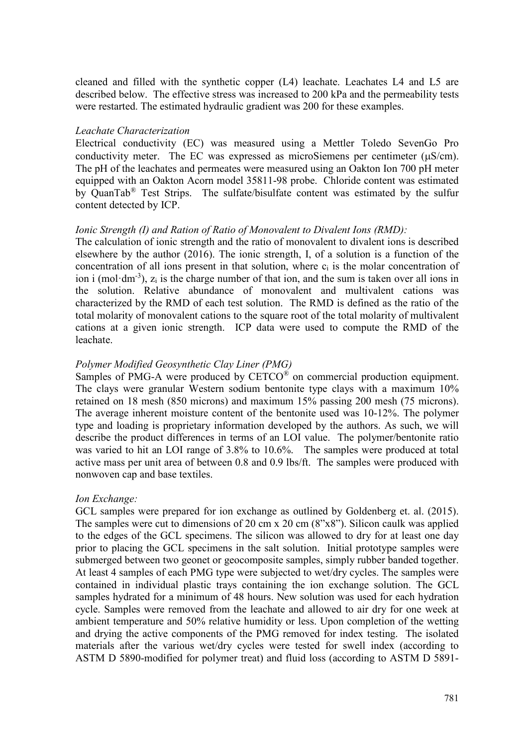cleaned and filled with the synthetic copper (L4) leachate. Leachates L4 and L5 are described below. The effective stress was increased to 200 kPa and the permeability tests were restarted. The estimated hydraulic gradient was 200 for these examples.

*Leachate Characterization*

Electrical conductivity (EC) was measured using a Mettler Toledo SevenGo Pro conductivity meter. The EC was expressed as microSiemens per centimeter (μS/cm). The pH of the leachates and permeates were measured using an Oakton Ion 700 pH meter equipped with an Oakton Acorn model 35811-98 probe. Chloride content was estimated by QuanTab® Test Strips. The sulfate/bisulfate content was estimated by the sulfur content detected by ICP.

*Ionic Strength (I) and Ration of Ratio of Monovalent to Divalent Ions (RMD):*

The calculation of ionic strength and the ratio of monovalent to divalent ions is described elsewhere by the author (2016). The ionic strength, I, of a solution is a function of the concentration of all ions present in that solution, where $c_i$ is the molar concentration of ion i ($mol \cdot dm^{-3}$), $z_i$ is the charge number of that ion, and the sum is taken over all ions in the solution. Relative abundance of monovalent and multivalent cations was characterized by the RMD of each test solution. The RMD is defined as the ratio of the total molarity of monovalent cations to the square root of the total molarity of multivalent cations at a given ionic strength. ICP data were used to compute the RMD of the leachate.

*Polymer Modified Geosynthetic Clay Liner (PMG)*

Samples of PMG-A were produced by CETCO® on commercial production equipment. The clays were granular Western sodium bentonite type clays with a maximum 10% retained on 18 mesh (850 microns) and maximum 15% passing 200 mesh (75 microns). The average inherent moisture content of the bentonite used was 10-12%. The polymer type and loading is proprietary information developed by the authors. As such, we will describe the product differences in terms of an LOI value. The polymer/bentonite ratio was varied to hit an LOI range of 3.8% to 10.6%. The samples were produced at total active mass per unit area of between 0.8 and 0.9 lbs/ft. The samples were produced with nonwoven cap and base textiles.

*Ion Exchange:*

GCL samples were prepared for ion exchange as outlined by Goldenberg et. al. (2015). The samples were cut to dimensions of 20 cm x 20 cm (8"x8"). Silicon caulk was applied to the edges of the GCL specimens. The silicon was allowed to dry for at least one day prior to placing the GCL specimens in the salt solution. Initial prototype samples were submerged between two geonet or geocomposite samples, simply rubber banded together. At least 4 samples of each PMG type were subjected to wet/dry cycles. The samples were contained in individual plastic trays containing the ion exchange solution. The GCL samples hydrated for a minimum of 48 hours. New solution was used for each hydration cycle. Samples were removed from the leachate and allowed to air dry for one week at ambient temperature and 50% relative humidity or less. Upon completion of the wetting and drying the active components of the PMG removed for index testing. The isolated materials after the various wet/dry cycles were tested for swell index (according to ASTM D 5890-modified for polymer treat) and fluid loss (according to ASTM D 5891-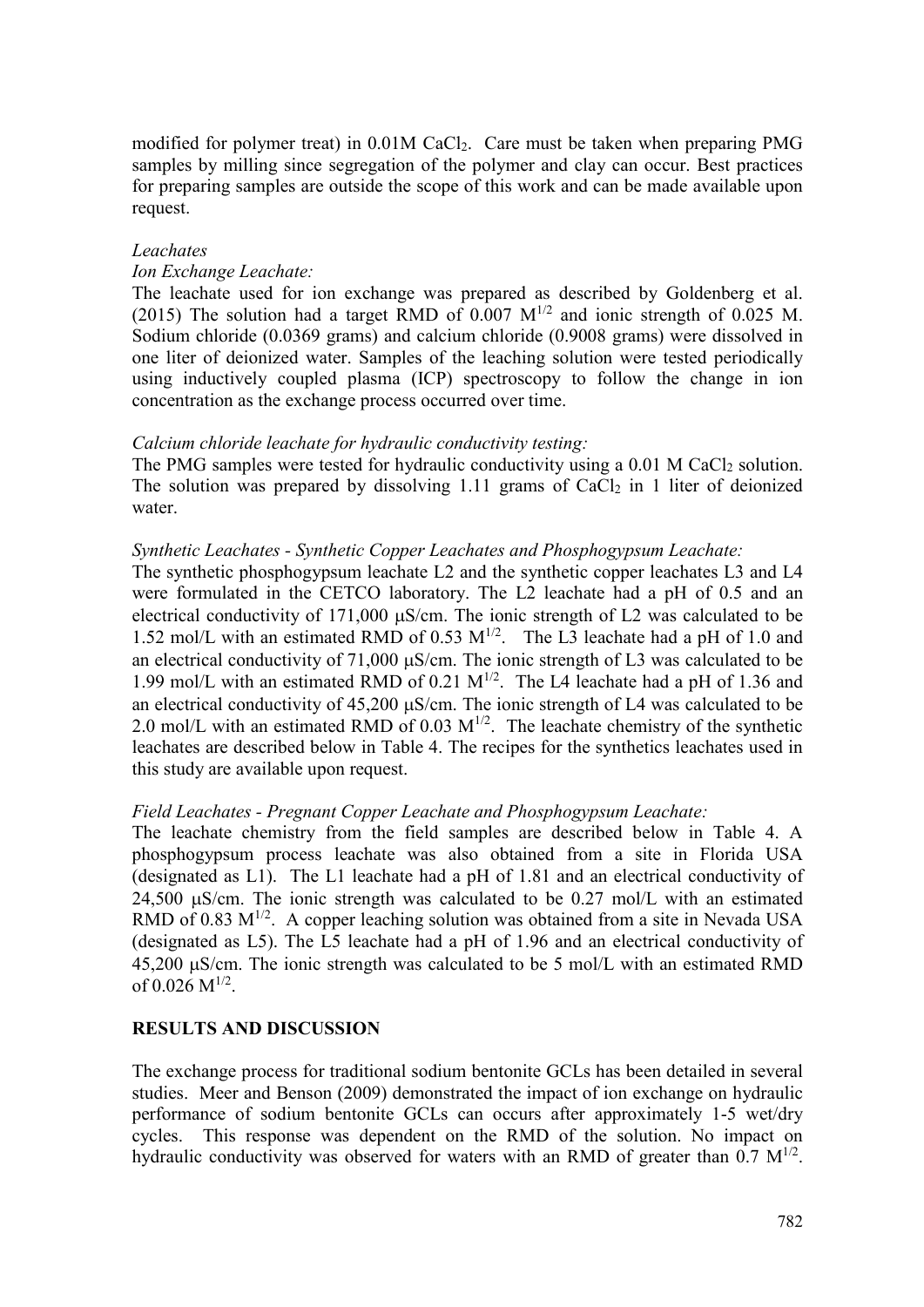modified for polymer treat) in 0.01M $CaCl_2$. Care must be taken when preparing PMG samples by milling since segregation of the polymer and clay can occur. Best practices for preparing samples are outside the scope of this work and can be made available upon request.

*Leachates*

*Ion Exchange Leachate:*

The leachate used for ion exchange was prepared as described by Goldenberg et al. (2015) The solution had a target RMD of 0.007 $M^{1/2}$ and ionic strength of 0.025 M. Sodium chloride (0.0369 grams) and calcium chloride (0.9008 grams) were dissolved in one liter of deionized water. Samples of the leaching solution were tested periodically using inductively coupled plasma (ICP) spectroscopy to follow the change in ion concentration as the exchange process occurred over time.

*Calcium chloride leachate for hydraulic conductivity testing:*

The PMG samples were tested for hydraulic conductivity using a 0.01 M $CaCl_2$ solution. The solution was prepared by dissolving 1.11 grams of $CaCl_2$ in 1 liter of deionized water.

*Synthetic Leachates - Synthetic Copper Leachates and Phosphogypsum Leachate:*

The synthetic phosphogypsum leachate L2 and the synthetic copper leachates L3 and L4 were formulated in the CETCO laboratory. The L2 leachate had a pH of 0.5 and an electrical conductivity of 171,000 μS/cm. The ionic strength of L2 was calculated to be 1.52 mol/L with an estimated RMD of 0.53 $M^{1/2}$. The L3 leachate had a pH of 1.0 and an electrical conductivity of 71,000 μS/cm. The ionic strength of L3 was calculated to be 1.99 mol/L with an estimated RMD of 0.21 $M^{1/2}$. The L4 leachate had a pH of 1.36 and an electrical conductivity of 45,200 μS/cm. The ionic strength of L4 was calculated to be 2.0 mol/L with an estimated RMD of 0.03 $M^{1/2}$. The leachate chemistry of the synthetic leachates are described below in Table 4. The recipes for the synthetics leachates used in this study are available upon request.

*Field Leachates - Pregnant Copper Leachate and Phosphogypsum Leachate:*

The leachate chemistry from the field samples are described below in Table 4. A phosphogypsum process leachate was also obtained from a site in Florida USA (designated as L1). The L1 leachate had a pH of 1.81 and an electrical conductivity of 24,500 μS/cm. The ionic strength was calculated to be 0.27 mol/L with an estimated RMD of 0.83 $M^{1/2}$. A copper leaching solution was obtained from a site in Nevada USA (designated as L5). The L5 leachate had a pH of 1.96 and an electrical conductivity of 45,200 μS/cm. The ionic strength was calculated to be 5 mol/L with an estimated RMD of 0.026 $M^{1/2}$.

## RESULTS AND DISCUSSION

The exchange process for traditional sodium bentonite GCLs has been detailed in several studies. Meer and Benson (2009) demonstrated the impact of ion exchange on hydraulic performance of sodium bentonite GCLs can occurs after approximately 1-5 wet/dry cycles. This response was dependent on the RMD of the solution. No impact on hydraulic conductivity was observed for waters with an RMD of greater than 0.7 $M^{1/2}$.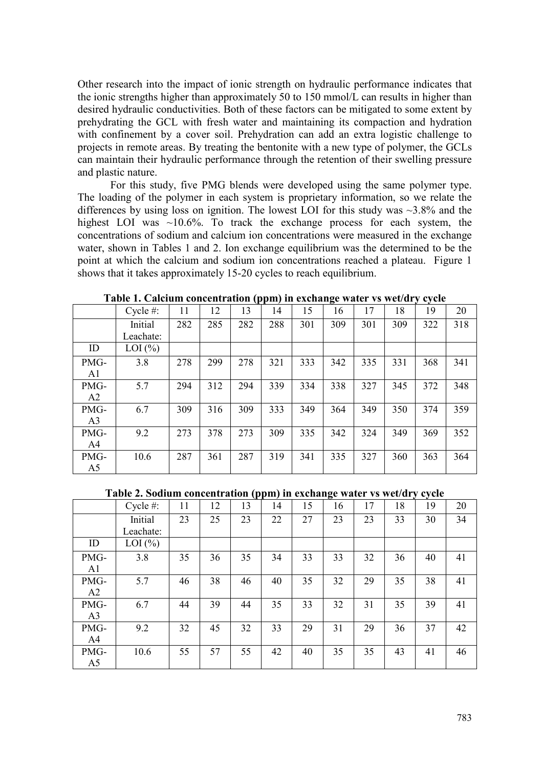Other research into the impact of ionic strength on hydraulic performance indicates that the ionic strengths higher than approximately 50 to 150 mmol/L can results in higher than desired hydraulic conductivities. Both of these factors can be mitigated to some extent by prehydrating the GCL with fresh water and maintaining its compaction and hydration with confinement by a cover soil. Prehydration can add an extra logistic challenge to projects in remote areas. By treating the bentonite with a new type of polymer, the GCLs can maintain their hydraulic performance through the retention of their swelling pressure and plastic nature.

For this study, five PMG blends were developed using the same polymer type. The loading of the polymer in each system is proprietary information, so we relate the differences by using loss on ignition. The lowest LOI for this study was ~3.8% and the highest LOI was ~10.6%. To track the exchange process for each system, the concentrations of sodium and calcium ion concentrations were measured in the exchange water, shown in Tables 1 and 2. Ion exchange equilibrium was the determined to be the point at which the calcium and sodium ion concentrations reached a plateau. Figure 1 shows that it takes approximately 15-20 cycles to reach equilibrium.

**Table 1. Calcium concentration (ppm) in exchange water vs wet/dry cycle**

| | Cycle #: | 11 | 12 | 13 | 14 | 15 | 16 | 17 | 18 | 19 | 20 |
|---|---|---|---|---|---|---|---|---|---|---|---|
| | Initial Leachate: | 282 | 285 | 282 | 288 | 301 | 309 | 301 | 309 | 322 | 318 |
| ID | LOI (%) | | | | | | | | | | |
| PMG-A1 | 3.8 | 278 | 299 | 278 | 321 | 333 | 342 | 335 | 331 | 368 | 341 |
| PMG-A2 | 5.7 | 294 | 312 | 294 | 339 | 334 | 338 | 327 | 345 | 372 | 348 |
| PMG-A3 | 6.7 | 309 | 316 | 309 | 333 | 349 | 364 | 349 | 350 | 374 | 359 |
| PMG-A4 | 9.2 | 273 | 378 | 273 | 309 | 335 | 342 | 324 | 349 | 369 | 352 |
| PMG-A5 | 10.6 | 287 | 361 | 287 | 319 | 341 | 335 | 327 | 360 | 363 | 364 |

**Table 2. Sodium concentration (ppm) in exchange water vs wet/dry cycle**

| | Cycle #: | 11 | 12 | 13 | 14 | 15 | 16 | 17 | 18 | 19 | 20 |
|---|---|---|---|---|---|---|---|---|---|---|---|
| | Initial Leachate: | 23 | 25 | 23 | 22 | 27 | 23 | 23 | 33 | 30 | 34 |
| ID | LOI (%) | | | | | | | | | | |
| PMG-A1 | 3.8 | 35 | 36 | 35 | 34 | 33 | 33 | 32 | 36 | 40 | 41 |
| PMG-A2 | 5.7 | 46 | 38 | 46 | 40 | 35 | 32 | 29 | 35 | 38 | 41 |
| PMG-A3 | 6.7 | 44 | 39 | 44 | 35 | 33 | 32 | 31 | 35 | 39 | 41 |
| PMG-A4 | 9.2 | 32 | 45 | 32 | 33 | 29 | 31 | 29 | 36 | 37 | 42 |
| PMG-A5 | 10.6 | 55 | 57 | 55 | 42 | 40 | 35 | 35 | 43 | 41 | 46 |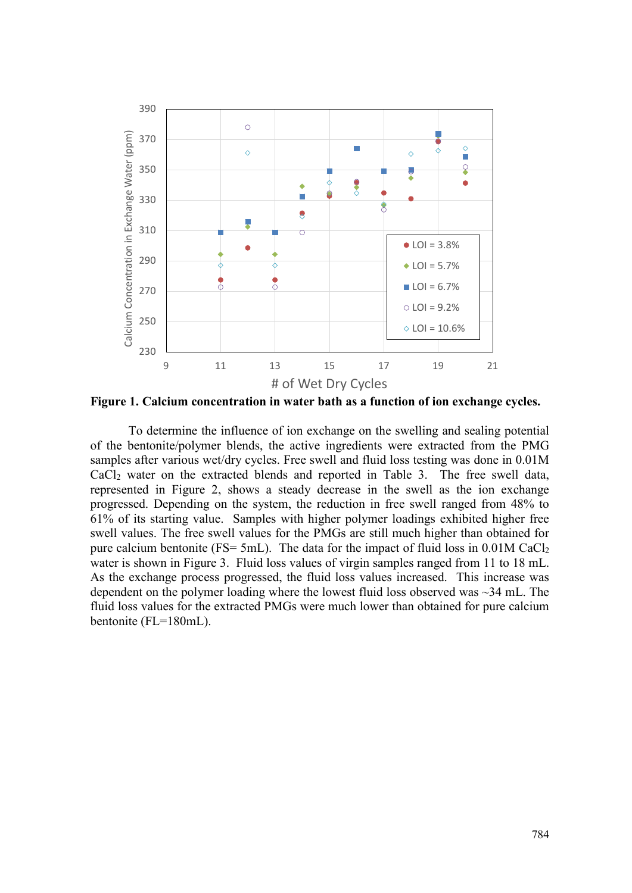**Figure 1. Calcium concentration in water bath as a function of ion exchange cycles.**

To determine the influence of ion exchange on the swelling and sealing potential of the bentonite/polymer blends, the active ingredients were extracted from the PMG samples after various wet/dry cycles. Free swell and fluid loss testing was done in 0.01M $CaCl_2$ water on the extracted blends and reported in Table 3. The free swell data, represented in Figure 2, shows a steady decrease in the swell as the ion exchange progressed. Depending on the system, the reduction in free swell ranged from 48% to 61% of its starting value. Samples with higher polymer loadings exhibited higher free swell values. The free swell values for the PMGs are still much higher than obtained for pure calcium bentonite (FS= 5mL). The data for the impact of fluid loss in 0.01M $CaCl_2$ water is shown in Figure 3. Fluid loss values of virgin samples ranged from 11 to 18 mL. As the exchange process progressed, the fluid loss values increased. This increase was dependent on the polymer loading where the lowest fluid loss observed was ~34 mL. The fluid loss values for the extracted PMGs were much lower than obtained for pure calcium bentonite (FL=180mL).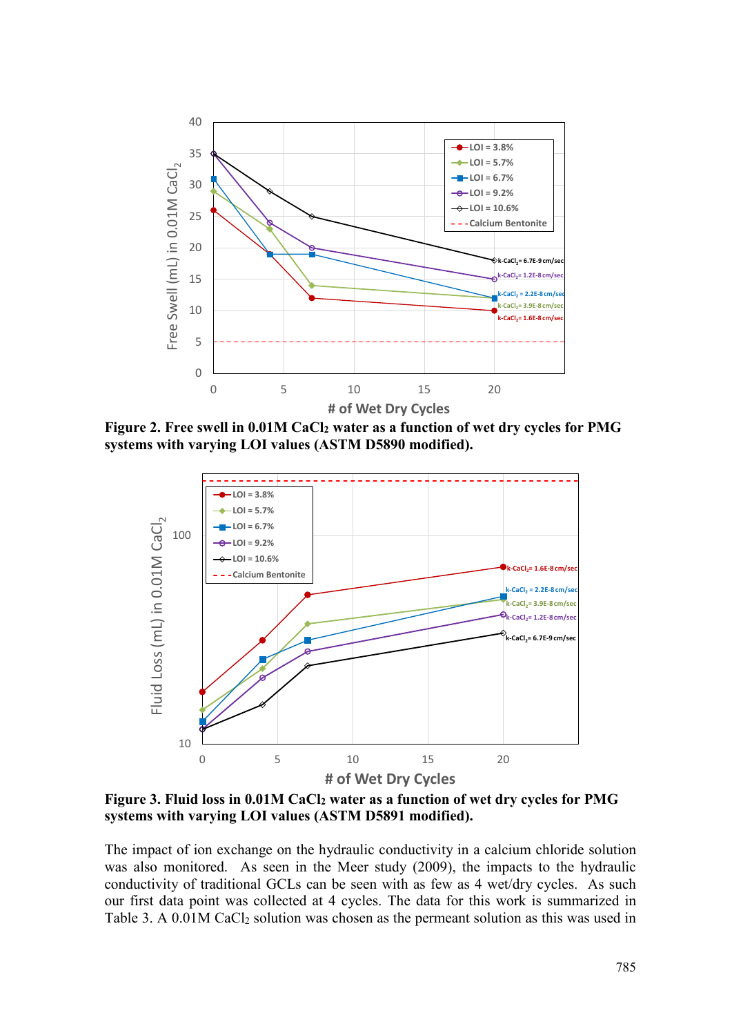**Figure 2. Free swell in 0.01M $CaCl_2$ water as a function of wet dry cycles for PMG systems with varying LOI values (ASTM D5890 modified).**

**Figure 3. Fluid loss in 0.01M $CaCl_2$ water as a function of wet dry cycles for PMG systems with varying LOI values (ASTM D5891 modified).**

The impact of ion exchange on the hydraulic conductivity in a calcium chloride solution was also monitored. As seen in the Meer study (2009), the impacts to the hydraulic conductivity of traditional GCLs can be seen with as few as 4 wet/dry cycles. As such our first data point was collected at 4 cycles. The data for this work is summarized in Table 3. A 0.01M $CaCl_2$ solution was chosen as the permeant solution as this was used in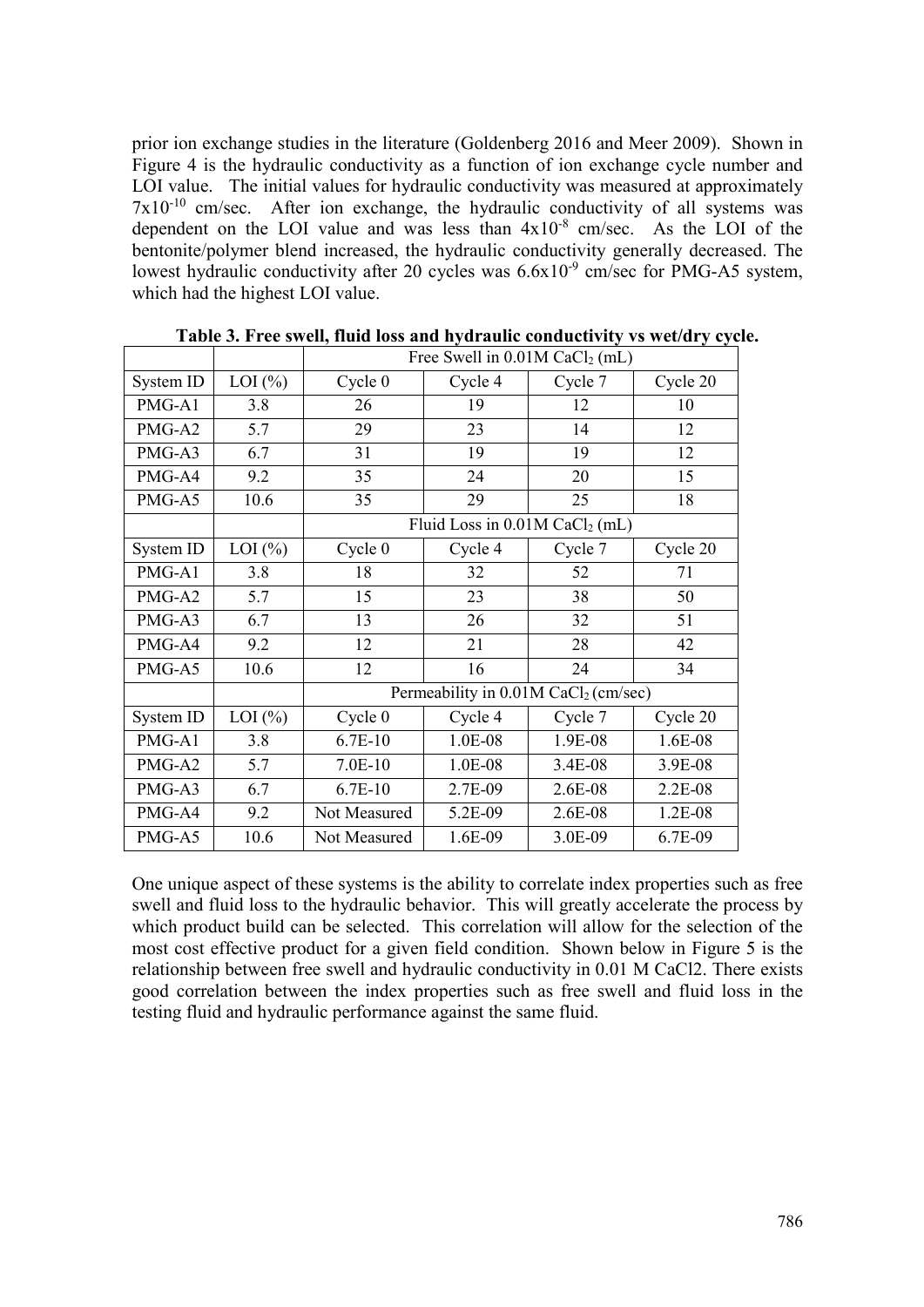prior ion exchange studies in the literature (Goldenberg 2016 and Meer 2009). Shown in Figure 4 is the hydraulic conductivity as a function of ion exchange cycle number and LOI value. The initial values for hydraulic conductivity was measured at approximately $7x10^{-10}$ cm/sec. After ion exchange, the hydraulic conductivity of all systems was dependent on the LOI value and was less than $4x10^{-8}$ cm/sec. As the LOI of the bentonite/polymer blend increased, the hydraulic conductivity generally decreased. The lowest hydraulic conductivity after 20 cycles was $6.6x10^{-9}$ cm/sec for PMG-A5 system, which had the highest LOI value.

**Table 3. Free swell, fluid loss and hydraulic conductivity vs wet/dry cycle.**

| | | Free Swell in 0.01M $CaCl_2$ (mL) | | | |
|---|---|---|---|---|---|
| System ID | LOI (%) | Cycle 0 | Cycle 4 | Cycle 7 | Cycle 20 |
| PMG-A1 | 3.8 | 26 | 19 | 12 | 10 |
| PMG-A2 | 5.7 | 29 | 23 | 14 | 12 |
| PMG-A3 | 6.7 | 31 | 19 | 19 | 12 |
| PMG-A4 | 9.2 | 35 | 24 | 20 | 15 |
| PMG-A5 | 10.6 | 35 | 29 | 25 | 18 |
| | | Fluid Loss in 0.01M $CaCl_2$ (mL) | | | |
| System ID | LOI (%) | Cycle 0 | Cycle 4 | Cycle 7 | Cycle 20 |
| PMG-A1 | 3.8 | 18 | 32 | 52 | 71 |
| PMG-A2 | 5.7 | 15 | 23 | 38 | 50 |
| PMG-A3 | 6.7 | 13 | 26 | 32 | 51 |
| PMG-A4 | 9.2 | 12 | 21 | 28 | 42 |
| PMG-A5 | 10.6 | 12 | 16 | 24 | 34 |
| | | Permeability in 0.01M $CaCl_2$ (cm/sec) | | | |
| System ID | LOI (%) | Cycle 0 | Cycle 4 | Cycle 7 | Cycle 20 |
| PMG-A1 | 3.8 | 6.7E-10 | 1.0E-08 | 1.9E-08 | 1.6E-08 |
| PMG-A2 | 5.7 | 7.0E-10 | 1.0E-08 | 3.4E-08 | 3.9E-08 |
| PMG-A3 | 6.7 | 6.7E-10 | 2.7E-09 | 2.6E-08 | 2.2E-08 |
| PMG-A4 | 9.2 | Not Measured | 5.2E-09 | 2.6E-08 | 1.2E-08 |
| PMG-A5 | 10.6 | Not Measured | 1.6E-09 | 3.0E-09 | 6.7E-09 |

One unique aspect of these systems is the ability to correlate index properties such as free swell and fluid loss to the hydraulic behavior. This will greatly accelerate the process by which product build can be selected. This correlation will allow for the selection of the most cost effective product for a given field condition. Shown below in Figure 5 is the relationship between free swell and hydraulic conductivity in 0.01 M CaCl2. There exists good correlation between the index properties such as free swell and fluid loss in the testing fluid and hydraulic performance against the same fluid.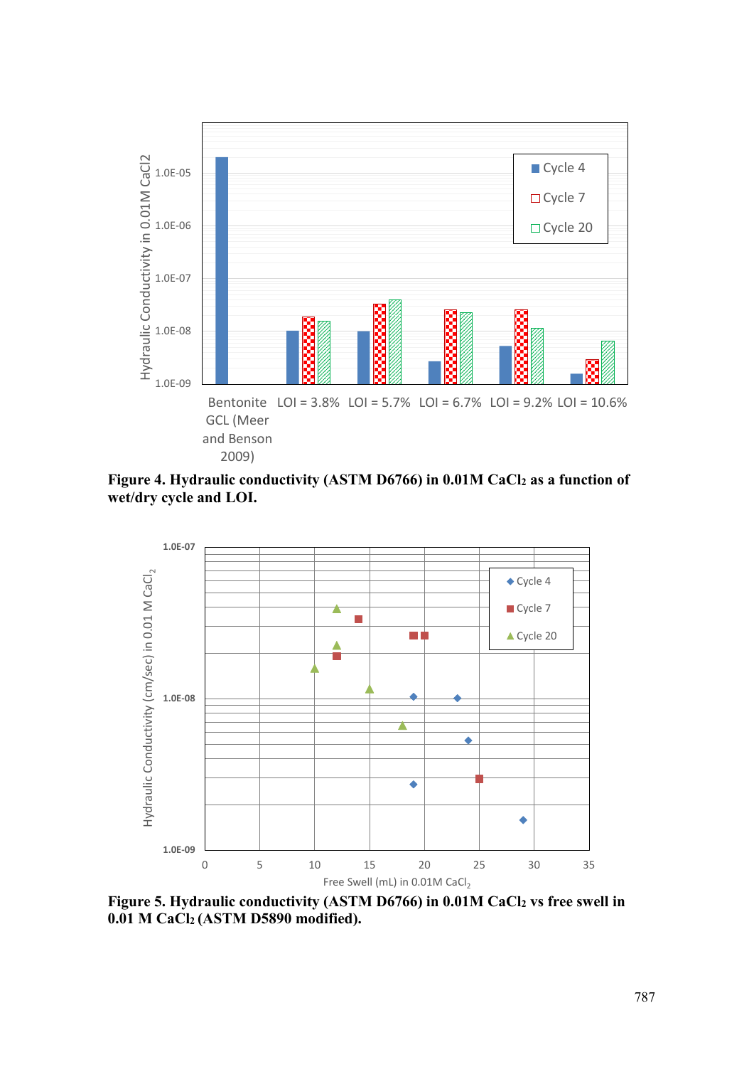**Figure 4. Hydraulic conductivity (ASTM D6766) in 0.01M $CaCl_2$ as a function of wet/dry cycle and LOI.**

**Figure 5. Hydraulic conductivity (ASTM D6766) in 0.01M $CaCl_2$ vs free swell in 0.01 M $CaCl_2$ (ASTM D5890 modified).**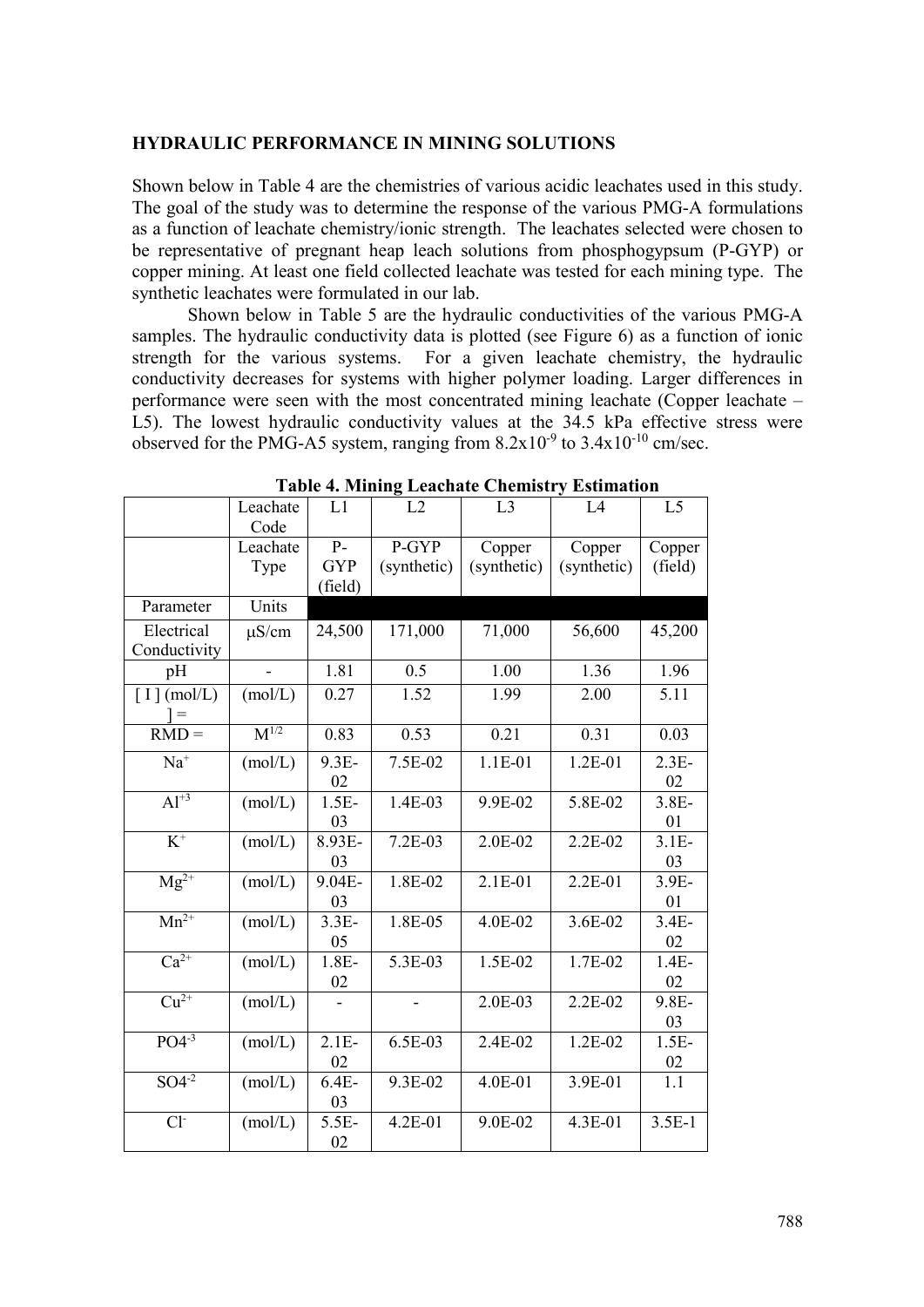**HYDRAULIC PERFORMANCE IN MINING SOLUTIONS**

Shown below in Table 4 are the chemistries of various acidic leachates used in this study. The goal of the study was to determine the response of the various PMG-A formulations as a function of leachate chemistry/ionic strength. The leachates selected were chosen to be representative of pregnant heap leach solutions from phosphogypsum (P-GYP) or copper mining. At least one field collected leachate was tested for each mining type. The synthetic leachates were formulated in our lab.

Shown below in Table 5 are the hydraulic conductivities of the various PMG-A samples. The hydraulic conductivity data is plotted (see Figure 6) as a function of ionic strength for the various systems. For a given leachate chemistry, the hydraulic conductivity decreases for systems with higher polymer loading. Larger differences in performance were seen with the most concentrated mining leachate (Copper leachate – L5). The lowest hydraulic conductivity values at the 34.5 kPa effective stress were observed for the PMG-A5 system, ranging from $8.2 \times 10^{-9}$ to $3.4 \times 10^{-10}$ cm/sec.

**Table 4. Mining Leachate Chemistry Estimation**

| | Leachate Code | L1 | L2 | L3 | L4 | L5 |
|---|---|---|---|---|---|---|
| | Leachate Type | P-GYP (field) | P-GYP (synthetic) | Copper (synthetic) | Copper (synthetic) | Copper (field) |
| Parameter | Units | | | | | |
| Electrical Conductivity | μS/cm | 24,500 | 171,000 | 71,000 | 56,600 | 45,200 |
| pH | - | 1.81 | 0.5 | 1.00 | 1.36 | 1.96 |
| [ I ] (mol/L) ] = | (mol/L) | 0.27 | 1.52 | 1.99 | 2.00 | 5.11 |
| RMD = | $M^{1/2}$ | 0.83 | 0.53 | 0.21 | 0.31 | 0.03 |
| $Na^{+}$ | (mol/L) | 9.3E-02 | 7.5E-02 | 1.1E-01 | 1.2E-01 | 2.3E-02 |
| $Al^{+3}$ | (mol/L) | 1.5E-03 | 1.4E-03 | 9.9E-02 | 5.8E-02 | 3.8E-01 |
| $K^{+}$ | (mol/L) | 8.93E-03 | 7.2E-03 | 2.0E-02 | 2.2E-02 | 3.1E-03 |
| $Mg^{2+}$ | (mol/L) | 9.04E-03 | 1.8E-02 | 2.1E-01 | 2.2E-01 | 3.9E-01 |
| $Mn^{2+}$ | (mol/L) | 3.3E-05 | 1.8E-05 | 4.0E-02 | 3.6E-02 | 3.4E-02 |
| $Ca^{2+}$ | (mol/L) | 1.8E-02 | 5.3E-03 | 1.5E-02 | 1.7E-02 | 1.4E-02 |
| $Cu^{2+}$ | (mol/L) | - | - | 2.0E-03 | 2.2E-02 | 9.8E-03 |
| $PO4^{-3}$ | (mol/L) | 2.1E-02 | 6.5E-03 | 2.4E-02 | 1.2E-02 | 1.5E-02 |
| $SO4^{-2}$ | (mol/L) | 6.4E-03 | 9.3E-02 | 4.0E-01 | 3.9E-01 | 1.1 |
| $Cl^{-}$ | (mol/L) | 5.5E-02 | 4.2E-01 | 9.0E-02 | 4.3E-01 | 3.5E-1 |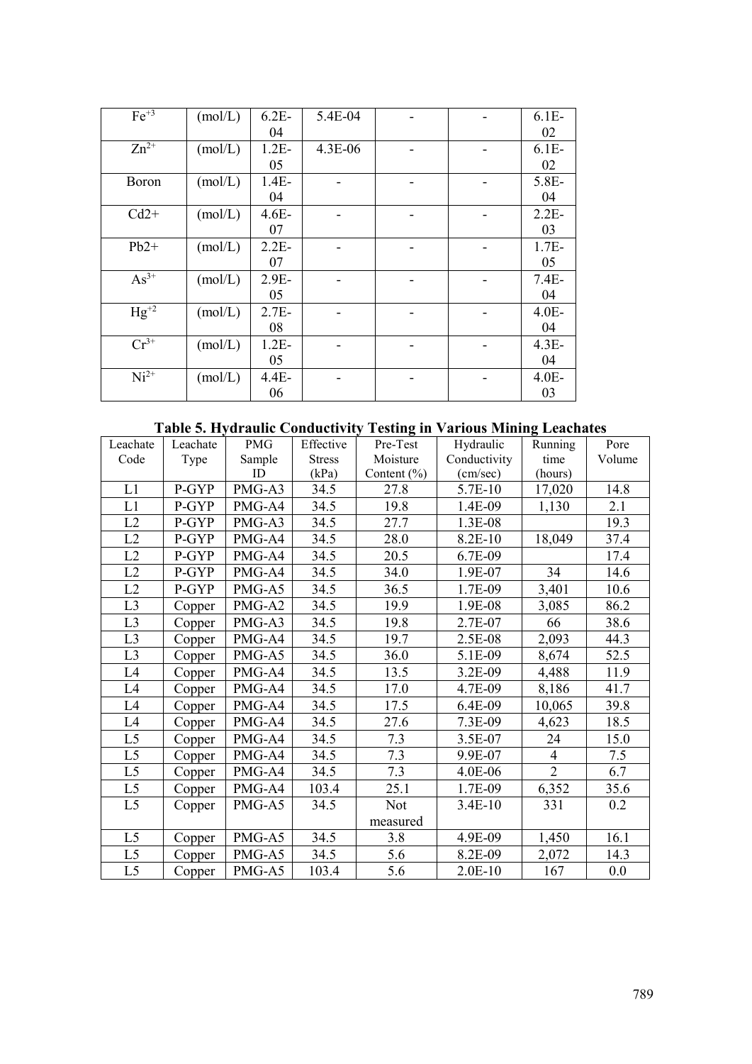| $Fe^{+3}$ | (mol/L) | 6.2E-04 | 5.4E-04 | - | - | 6.1E-02 |
|---|---|---|---|---|---|---|
| $Zn^{2+}$ | (mol/L) | 1.2E-05 | 4.3E-06 | - | - | 6.1E-02 |
| Boron | (mol/L) | 1.4E-04 | - | - | - | 5.8E-04 |
| Cd2+ | (mol/L) | 4.6E-07 | - | - | - | 2.2E-03 |
| Pb2+ | (mol/L) | 2.2E-07 | - | - | - | 1.7E-05 |
| $As^{3+}$ | (mol/L) | 2.9E-05 | - | - | - | 7.4E-04 |
| $Hg^{+2}$ | (mol/L) | 2.7E-08 | - | - | - | 4.0E-04 |
| $Cr^{3+}$ | (mol/L) | 1.2E-05 | - | - | - | 4.3E-04 |
| $Ni^{2+}$ | (mol/L) | 4.4E-06 | - | - | - | 4.0E-03 |

**Table 5. Hydraulic Conductivity Testing in Various Mining Leachates**

| Leachate Code | Leachate Type | PMG Sample ID | Effective Stress (kPa) | Pre-Test Moisture Content (%) | Hydraulic Conductivity (cm/sec) | Running time (hours) | Pore Volume |
|---|---|---|---|---|---|---|---|
| L1 | P-GYP | PMG-A3 | 34.5 | 27.8 | 5.7E-10 | 17,020 | 14.8 |
| L1 | P-GYP | PMG-A4 | 34.5 | 19.8 | 1.4E-09 | 1,130 | 2.1 |
| L2 | P-GYP | PMG-A3 | 34.5 | 27.7 | 1.3E-08 | | 19.3 |
| L2 | P-GYP | PMG-A4 | 34.5 | 28.0 | 8.2E-10 | 18,049 | 37.4 |
| L2 | P-GYP | PMG-A4 | 34.5 | 20.5 | 6.7E-09 | | 17.4 |
| L2 | P-GYP | PMG-A4 | 34.5 | 34.0 | 1.9E-07 | 34 | 14.6 |
| L2 | P-GYP | PMG-A5 | 34.5 | 36.5 | 1.7E-09 | 3,401 | 10.6 |
| L3 | Copper | PMG-A2 | 34.5 | 19.9 | 1.9E-08 | 3,085 | 86.2 |
| L3 | Copper | PMG-A3 | 34.5 | 19.8 | 2.7E-07 | 66 | 38.6 |
| L3 | Copper | PMG-A4 | 34.5 | 19.7 | 2.5E-08 | 2,093 | 44.3 |
| L3 | Copper | PMG-A5 | 34.5 | 36.0 | 5.1E-09 | 8,674 | 52.5 |
| L4 | Copper | PMG-A4 | 34.5 | 13.5 | 3.2E-09 | 4,488 | 11.9 |
| L4 | Copper | PMG-A4 | 34.5 | 17.0 | 4.7E-09 | 8,186 | 41.7 |
| L4 | Copper | PMG-A4 | 34.5 | 17.5 | 6.4E-09 | 10,065 | 39.8 |
| L4 | Copper | PMG-A4 | 34.5 | 27.6 | 7.3E-09 | 4,623 | 18.5 |
| L5 | Copper | PMG-A4 | 34.5 | 7.3 | 3.5E-07 | 24 | 15.0 |
| L5 | Copper | PMG-A4 | 34.5 | 7.3 | 9.9E-07 | 4 | 7.5 |
| L5 | Copper | PMG-A4 | 34.5 | 7.3 | 4.0E-06 | 2 | 6.7 |
| L5 | Copper | PMG-A4 | 103.4 | 25.1 | 1.7E-09 | 6,352 | 35.6 |
| L5 | Copper | PMG-A5 | 34.5 | Not measured | 3.4E-10 | 331 | 0.2 |
| L5 | Copper | PMG-A5 | 34.5 | 3.8 | 4.9E-09 | 1,450 | 16.1 |
| L5 | Copper | PMG-A5 | 34.5 | 5.6 | 8.2E-09 | 2,072 | 14.3 |
| L5 | Copper | PMG-A5 | 103.4 | 5.6 | 2.0E-10 | 167 | 0.0 |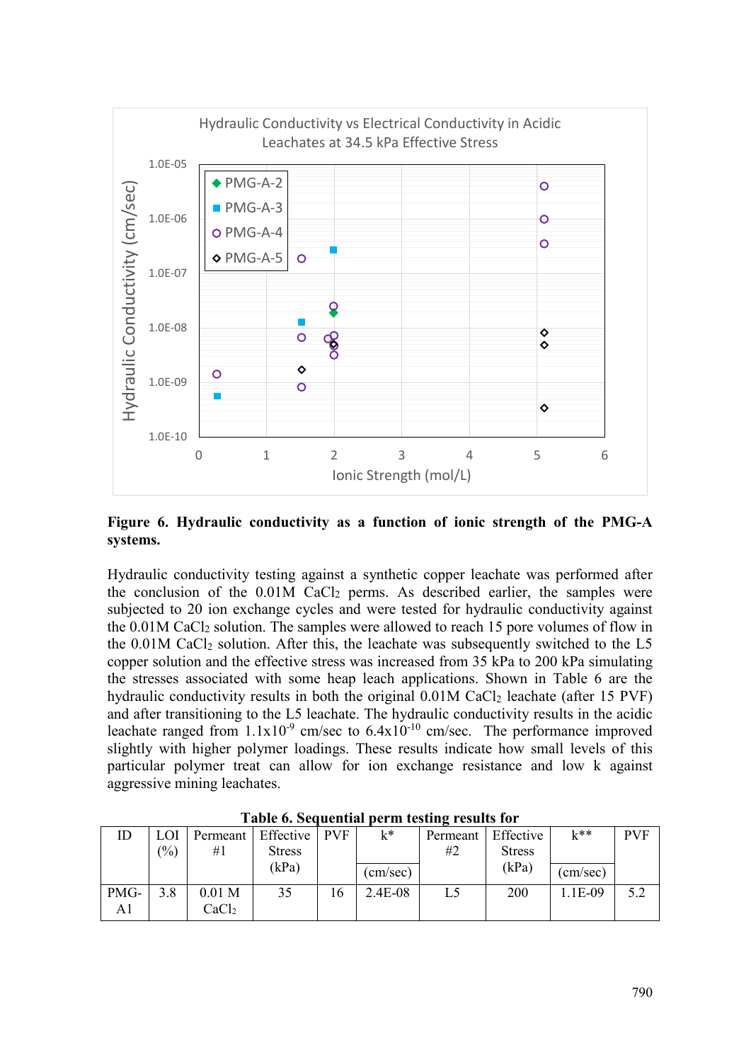**Figure 6. Hydraulic conductivity as a function of ionic strength of the PMG-A systems.**

Hydraulic conductivity testing against a synthetic copper leachate was performed after the conclusion of the 0.01M $CaCl_2$ perms. As described earlier, the samples were subjected to 20 ion exchange cycles and were tested for hydraulic conductivity against the 0.01M $CaCl_2$ solution. The samples were allowed to reach 15 pore volumes of flow in the 0.01M $CaCl_2$ solution. After this, the leachate was subsequently switched to the L5 copper solution and the effective stress was increased from 35 kPa to 200 kPa simulating the stresses associated with some heap leach applications. Shown in Table 6 are the hydraulic conductivity results in both the original 0.01M $CaCl_2$ leachate (after 15 PVF) and after transitioning to the L5 leachate. The hydraulic conductivity results in the acidic leachate ranged from $1.1 \times 10^{-9}$ cm/sec to $6.4 \times 10^{-10}$ cm/sec. The performance improved slightly with higher polymer loadings. These results indicate how small levels of this particular polymer treat can allow for ion exchange resistance and low k against aggressive mining leachates.

**Table 6. Sequential perm testing results for**

| ID | LOI (%) | Permeant #1 | Effective Stress (kPa) | PVF | k* (cm/sec) | Permeant #2 | Effective Stress (kPa) | k** (cm/sec) | PVF |
|---|---|---|---|---|---|---|---|---|---|
| PMG-A1 | 3.8 | 0.01 M $CaCl_2$ | 35 | 16 | 2.4E-08 | L5 | 200 | 1.1E-09 | 5.2 |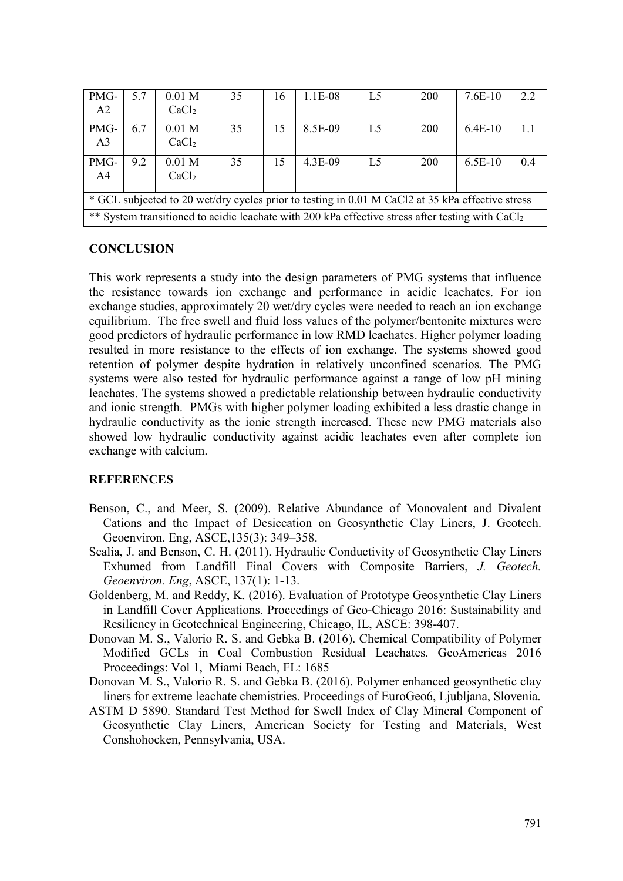| PMG-A2 | 5.7 | 0.01 M $CaCl_2$ | 35 | 16 | 1.1E-08 | L5 | 200 | 7.6E-10 | 2.2 |
|---|---|---|---|---|---|---|---|---|---|
| PMG-A3 | 6.7 | 0.01 M $CaCl_2$ | 35 | 15 | 8.5E-09 | L5 | 200 | 6.4E-10 | 1.1 |
| PMG-A4 | 9.2 | 0.01 M $CaCl_2$ | 35 | 15 | 4.3E-09 | L5 | 200 | 6.5E-10 | 0.4 |

\* GCL subjected to 20 wet/dry cycles prior to testing in 0.01 M CaCl2 at 35 kPa effective stress

\*\* System transitioned to acidic leachate with 200 kPa effective stress after testing with $CaCl_2$

## CONCLUSION

This work represents a study into the design parameters of PMG systems that influence the resistance towards ion exchange and performance in acidic leachates. For ion exchange studies, approximately 20 wet/dry cycles were needed to reach an ion exchange equilibrium. The free swell and fluid loss values of the polymer/bentonite mixtures were good predictors of hydraulic performance in low RMD leachates. Higher polymer loading resulted in more resistance to the effects of ion exchange. The systems showed good retention of polymer despite hydration in relatively unconfined scenarios. The PMG systems were also tested for hydraulic performance against a range of low pH mining leachates. The systems showed a predictable relationship between hydraulic conductivity and ionic strength. PMGs with higher polymer loading exhibited a less drastic change in hydraulic conductivity as the ionic strength increased. These new PMG materials also showed low hydraulic conductivity against acidic leachates even after complete ion exchange with calcium.

## REFERENCES

Benson, C., and Meer, S. (2009). Relative Abundance of Monovalent and Divalent Cations and the Impact of Desiccation on Geosynthetic Clay Liners, J. Geotech. Geoenviron. Eng, ASCE,135(3): 349–358.

Scalia, J. and Benson, C. H. (2011). Hydraulic Conductivity of Geosynthetic Clay Liners Exhumed from Landfill Final Covers with Composite Barriers, *J. Geotech. Geoenviron. Eng*, ASCE, 137(1): 1-13.

Goldenberg, M. and Reddy, K. (2016). Evaluation of Prototype Geosynthetic Clay Liners in Landfill Cover Applications. Proceedings of Geo-Chicago 2016: Sustainability and Resiliency in Geotechnical Engineering, Chicago, IL, ASCE: 398-407.

Donovan M. S., Valorio R. S. and Gebka B. (2016). Chemical Compatibility of Polymer Modified GCLs in Coal Combustion Residual Leachates. GeoAmericas 2016 Proceedings: Vol 1, Miami Beach, FL: 1685

Donovan M. S., Valorio R. S. and Gebka B. (2016). Polymer enhanced geosynthetic clay liners for extreme leachate chemistries. Proceedings of EuroGeo6, Ljubljana, Slovenia.

ASTM D 5890. Standard Test Method for Swell Index of Clay Mineral Component of Geosynthetic Clay Liners, American Society for Testing and Materials, West Conshohocken, Pennsylvania, USA.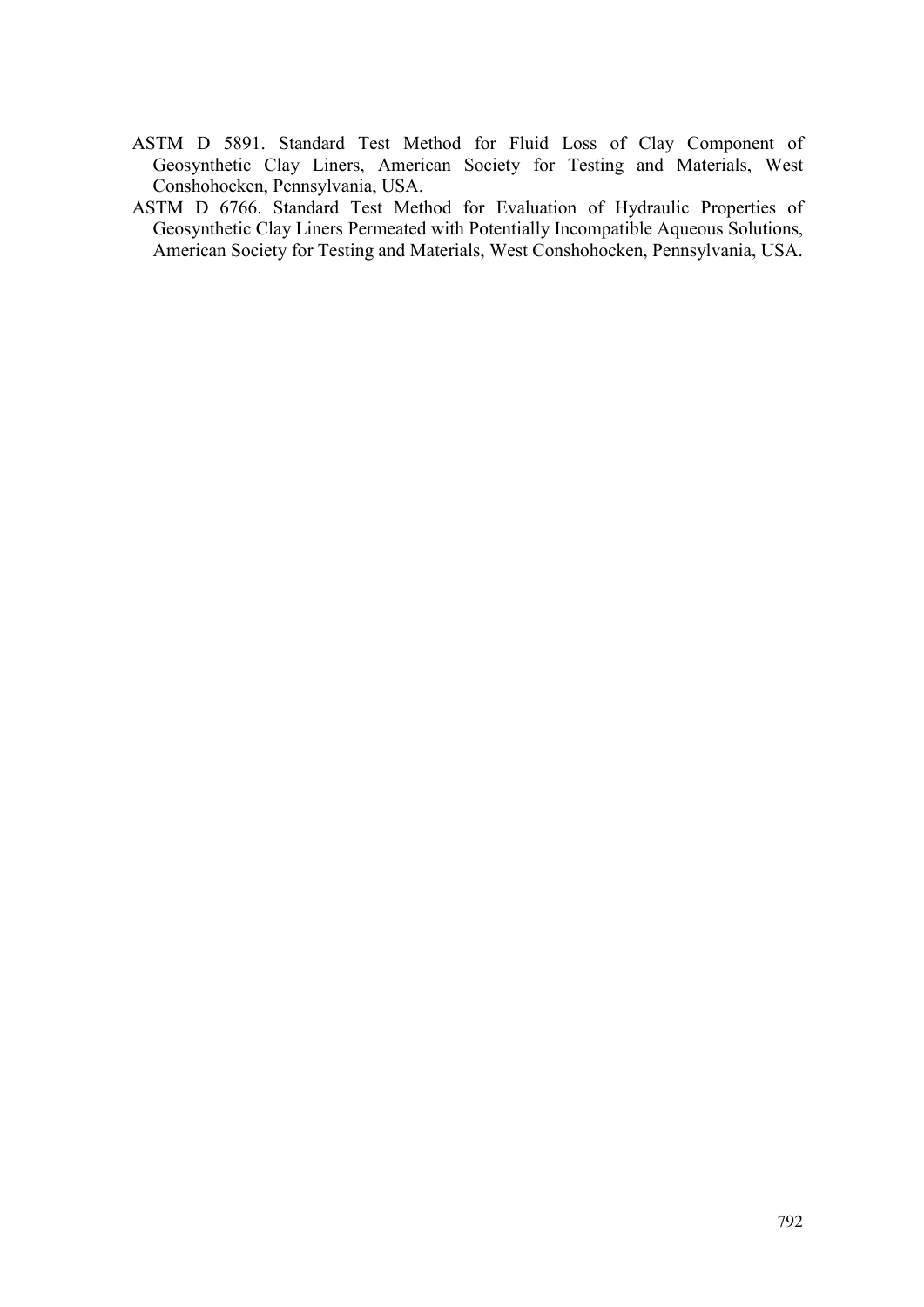ASTM D 5891. Standard Test Method for Fluid Loss of Clay Component of Geosynthetic Clay Liners, American Society for Testing and Materials, West Conshohocken, Pennsylvania, USA.

ASTM D 6766. Standard Test Method for Evaluation of Hydraulic Properties of Geosynthetic Clay Liners Permeated with Potentially Incompatible Aqueous Solutions, American Society for Testing and Materials, West Conshohocken, Pennsylvania, USA.